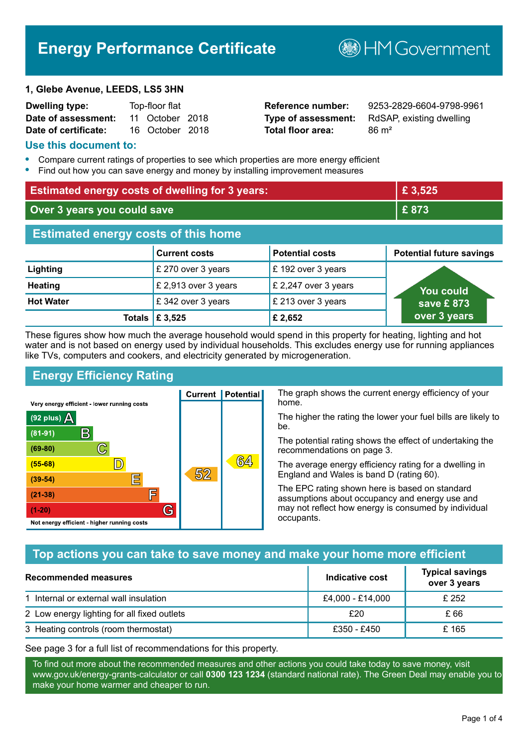# Energy Performance Certificate

HM Government

**1, Glebe Avenue, LEEDS, LS5 3HN**

| | | | |
|---|---|---|---|
| **Dwelling type:** | Top-floor flat | **Reference number:** | 9253-2829-6604-9798-9961 |
| **Date of assessment:** | 11 October 2018 | **Type of assessment:** | RdSAP, existing dwelling |
| **Date of certificate:** | 16 October 2018 | **Total floor area:** | 86 m² |

## Use this document to:

- Compare current ratings of properties to see which properties are more energy efficient
- Find out how you can save energy and money by installing improvement measures

| | |
|---|---|
| **Estimated energy costs of dwelling for 3 years:** | **£ 3,525** |
| **Over 3 years you could save** | **£ 873** |

## Estimated energy costs of this home

| | Current costs | Potential costs | Potential future savings |
|---|---|---|---|
| **Lighting** | £ 270 over 3 years | £ 192 over 3 years | You could save £ 873 over 3 years |
| **Heating** | £ 2,913 over 3 years | £ 2,247 over 3 years | |
| **Hot Water** | £ 342 over 3 years | £ 213 over 3 years | |
| **Totals** | **£ 3,525** | **£ 2,652** | |

These figures show how much the average household would spend in this property for heating, lighting and hot water and is not based on energy used by individual households. This excludes energy use for running appliances like TVs, computers and cookers, and electricity generated by microgeneration.

## Energy Efficiency Rating

| Rating band | Current | Potential |
|---|---|---|
| Very energy efficient - lower running costs | | |
| (92 plus) A | | |
| (81-91) B | | |
| (69-80) C | | |
| (55-68) D | | 64 |
| (39-54) E | 52 | |
| (21-38) F | | |
| (1-20) G | | |
| Not energy efficient - higher running costs | | |

The graph shows the current energy efficiency of your home.

The higher the rating the lower your fuel bills are likely to be.

The potential rating shows the effect of undertaking the recommendations on page 3.

The average energy efficiency rating for a dwelling in England and Wales is band D (rating 60).

The EPC rating shown here is based on standard assumptions about occupancy and energy use and may not reflect how energy is consumed by individual occupants.

## Top actions you can take to save money and make your home more efficient

| Recommended measures | Indicative cost | Typical savings over 3 years |
|---|---|---|
| 1 Internal or external wall insulation | £4,000 - £14,000 | £ 252 |
| 2 Low energy lighting for all fixed outlets | £20 | £ 66 |
| 3 Heating controls (room thermostat) | £350 - £450 | £ 165 |

See page 3 for a full list of recommendations for this property.

To find out more about the recommended measures and other actions you could take today to save money, visit www.gov.uk/energy-grants-calculator or call **0300 123 1234** (standard national rate). The Green Deal may enable you to make your home warmer and cheaper to run.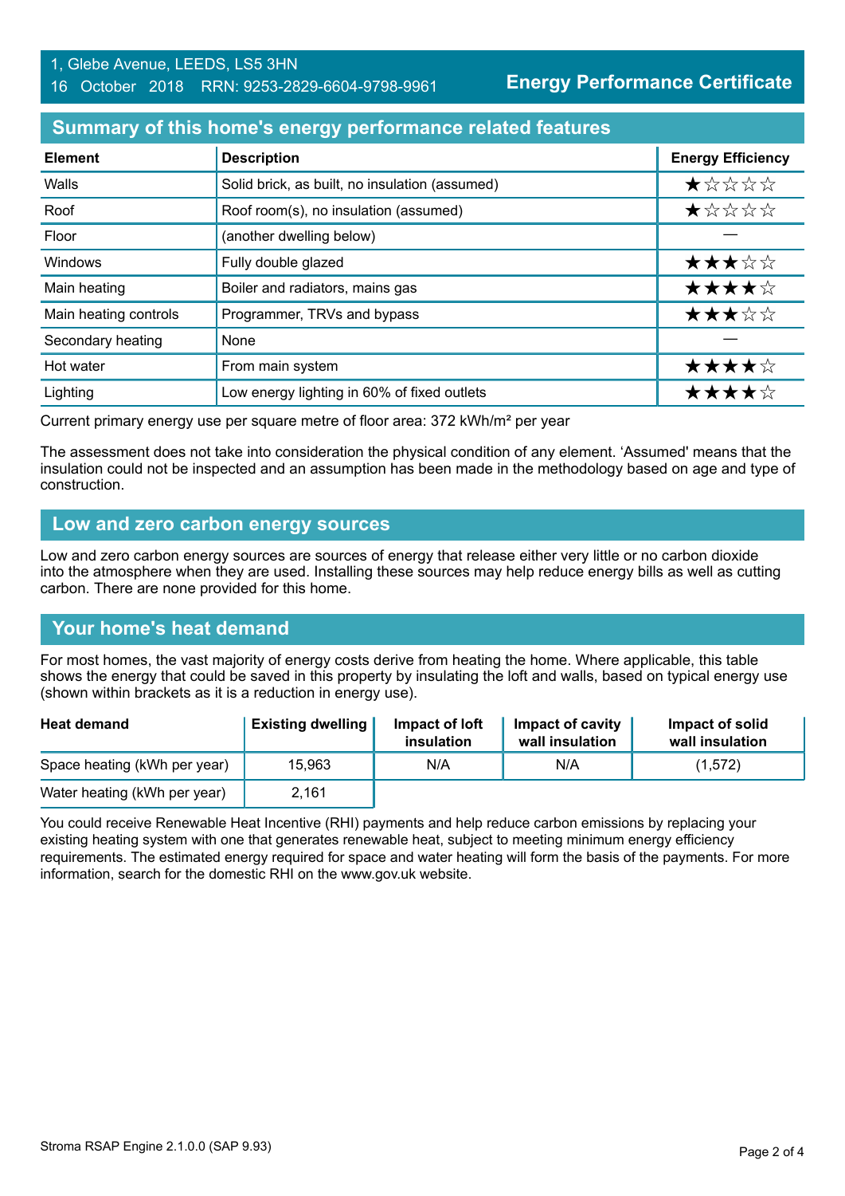1, Glebe Avenue, LEEDS, LS5 3HN
16 October 2018 RRN: 9253-2829-6604-9798-9961

**Energy Performance Certificate**

## Summary of this home's energy performance related features

| Element | Description | Energy Efficiency |
|---|---|---|
| Walls | Solid brick, as built, no insulation (assumed) | ★☆☆☆☆ |
| Roof | Roof room(s), no insulation (assumed) | ★☆☆☆☆ |
| Floor | (another dwelling below) | — |
| Windows | Fully double glazed | ★★★☆☆ |
| Main heating | Boiler and radiators, mains gas | ★★★★☆ |
| Main heating controls | Programmer, TRVs and bypass | ★★★☆☆ |
| Secondary heating | None | — |
| Hot water | From main system | ★★★★☆ |
| Lighting | Low energy lighting in 60% of fixed outlets | ★★★★☆ |

Current primary energy use per square metre of floor area: 372 kWh/m² per year

The assessment does not take into consideration the physical condition of any element. 'Assumed' means that the insulation could not be inspected and an assumption has been made in the methodology based on age and type of construction.

## Low and zero carbon energy sources

Low and zero carbon energy sources are sources of energy that release either very little or no carbon dioxide into the atmosphere when they are used. Installing these sources may help reduce energy bills as well as cutting carbon. There are none provided for this home.

## Your home's heat demand

For most homes, the vast majority of energy costs derive from heating the home. Where applicable, this table shows the energy that could be saved in this property by insulating the loft and walls, based on typical energy use (shown within brackets as it is a reduction in energy use).

| Heat demand | Existing dwelling | Impact of loft insulation | Impact of cavity wall insulation | Impact of solid wall insulation |
|---|---|---|---|---|
| Space heating (kWh per year) | 15,963 | N/A | N/A | (1,572) |
| Water heating (kWh per year) | 2,161 | | | |

You could receive Renewable Heat Incentive (RHI) payments and help reduce carbon emissions by replacing your existing heating system with one that generates renewable heat, subject to meeting minimum energy efficiency requirements. The estimated energy required for space and water heating will form the basis of the payments. For more information, search for the domestic RHI on the www.gov.uk website.

Stroma RSAP Engine 2.1.0.0 (SAP 9.93)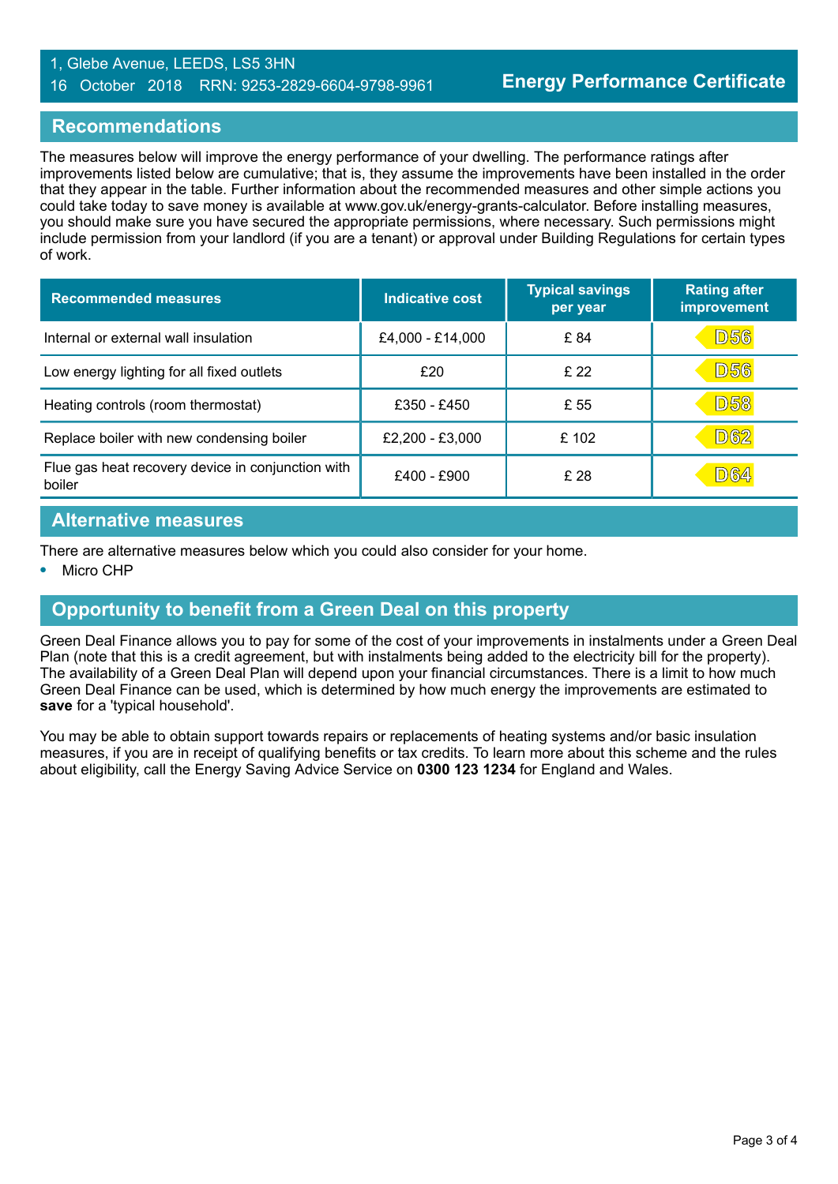## Recommendations

The measures below will improve the energy performance of your dwelling. The performance ratings after improvements listed below are cumulative; that is, they assume the improvements have been installed in the order that they appear in the table. Further information about the recommended measures and other simple actions you could take today to save money is available at www.gov.uk/energy-grants-calculator. Before installing measures, you should make sure you have secured the appropriate permissions, where necessary. Such permissions might include permission from your landlord (if you are a tenant) or approval under Building Regulations for certain types of work.

| Recommended measures | Indicative cost | Typical savings per year | Rating after improvement |
|---|---|---|---|
| Internal or external wall insulation | £4,000 - £14,000 | £ 84 | D56 |
| Low energy lighting for all fixed outlets | £20 | £ 22 | D56 |
| Heating controls (room thermostat) | £350 - £450 | £ 55 | D58 |
| Replace boiler with new condensing boiler | £2,200 - £3,000 | £ 102 | D62 |
| Flue gas heat recovery device in conjunction with boiler | £400 - £900 | £ 28 | D64 |

## Alternative measures

There are alternative measures below which you could also consider for your home.

- Micro CHP

## Opportunity to benefit from a Green Deal on this property

Green Deal Finance allows you to pay for some of the cost of your improvements in instalments under a Green Deal Plan (note that this is a credit agreement, but with instalments being added to the electricity bill for the property). The availability of a Green Deal Plan will depend upon your financial circumstances. There is a limit to how much Green Deal Finance can be used, which is determined by how much energy the improvements are estimated to **save** for a 'typical household'.

You may be able to obtain support towards repairs or replacements of heating systems and/or basic insulation measures, if you are in receipt of qualifying benefits or tax credits. To learn more about this scheme and the rules about eligibility, call the Energy Saving Advice Service on **0300 123 1234** for England and Wales.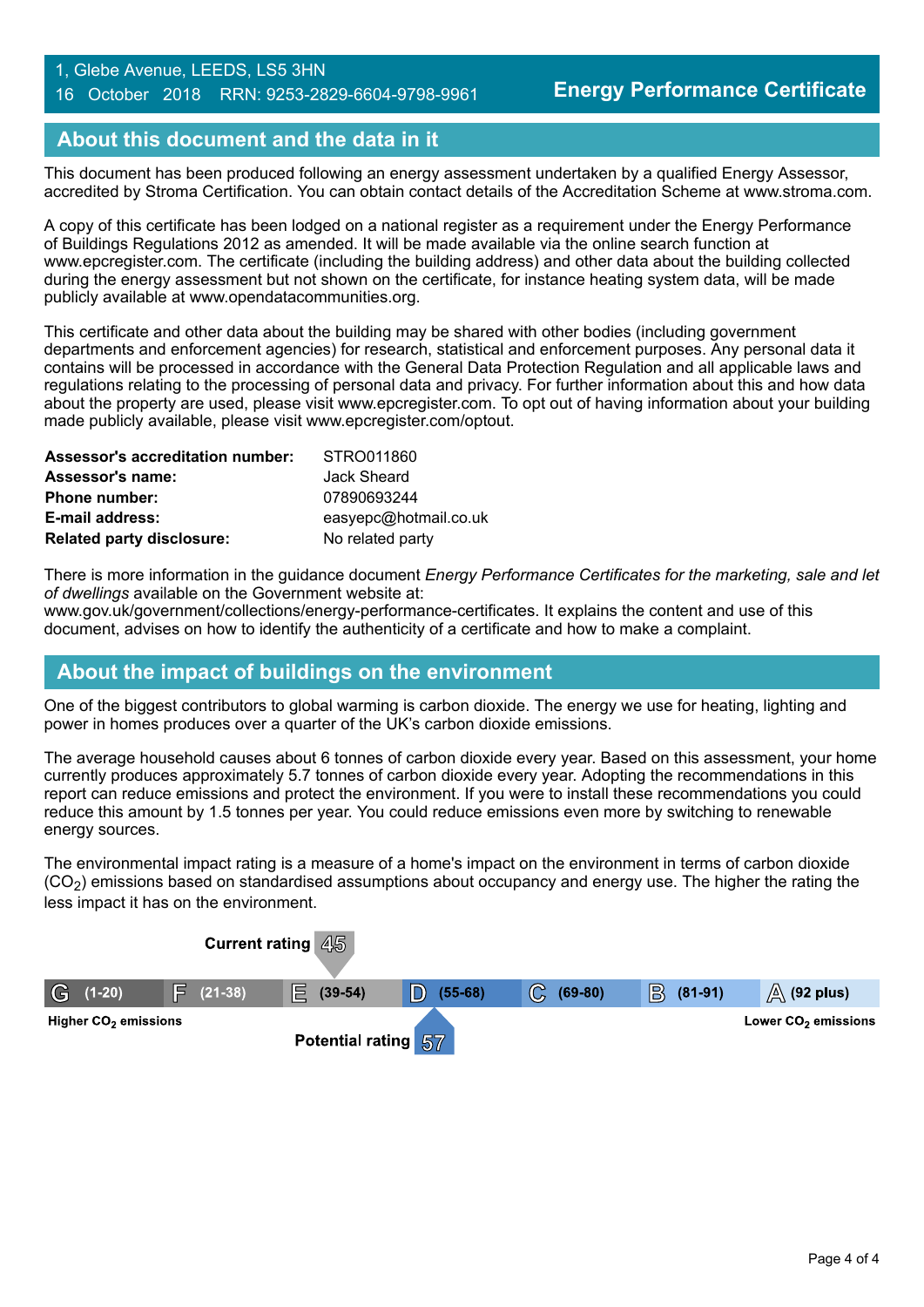1, Glebe Avenue, LEEDS, LS5 3HN
16 October 2018 RRN: 9253-2829-6604-9798-9961

**Energy Performance Certificate**

## About this document and the data in it

This document has been produced following an energy assessment undertaken by a qualified Energy Assessor, accredited by Stroma Certification. You can obtain contact details of the Accreditation Scheme at www.stroma.com.

A copy of this certificate has been lodged on a national register as a requirement under the Energy Performance of Buildings Regulations 2012 as amended. It will be made available via the online search function at www.epcregister.com. The certificate (including the building address) and other data about the building collected during the energy assessment but not shown on the certificate, for instance heating system data, will be made publicly available at www.opendatacommunities.org.

This certificate and other data about the building may be shared with other bodies (including government departments and enforcement agencies) for research, statistical and enforcement purposes. Any personal data it contains will be processed in accordance with the General Data Protection Regulation and all applicable laws and regulations relating to the processing of personal data and privacy. For further information about this and how data about the property are used, please visit www.epcregister.com. To opt out of having information about your building made publicly available, please visit www.epcregister.com/optout.

| | |
|---|---|
| **Assessor's accreditation number:** | STRO011860 |
| **Assessor's name:** | Jack Sheard |
| **Phone number:** | 07890693244 |
| **E-mail address:** | easyepc@hotmail.co.uk |
| **Related party disclosure:** | No related party |

There is more information in the guidance document *Energy Performance Certificates for the marketing, sale and let of dwellings* available on the Government website at: www.gov.uk/government/collections/energy-performance-certificates. It explains the content and use of this document, advises on how to identify the authenticity of a certificate and how to make a complaint.

## About the impact of buildings on the environment

One of the biggest contributors to global warming is carbon dioxide. The energy we use for heating, lighting and power in homes produces over a quarter of the UK's carbon dioxide emissions.

The average household causes about 6 tonnes of carbon dioxide every year. Based on this assessment, your home currently produces approximately 5.7 tonnes of carbon dioxide every year. Adopting the recommendations in this report can reduce emissions and protect the environment. If you were to install these recommendations you could reduce this amount by 1.5 tonnes per year. You could reduce emissions even more by switching to renewable energy sources.

The environmental impact rating is a measure of a home's impact on the environment in terms of carbon dioxide ($CO_2$) emissions based on standardised assumptions about occupancy and energy use. The higher the rating the less impact it has on the environment.

Current rating 45

G (1-20) F (21-38) E (39-54) D (55-68) C (69-80) B (81-91) A (92 plus)

Higher $CO_2$ emissions

Lower $CO_2$ emissions

Potential rating 57